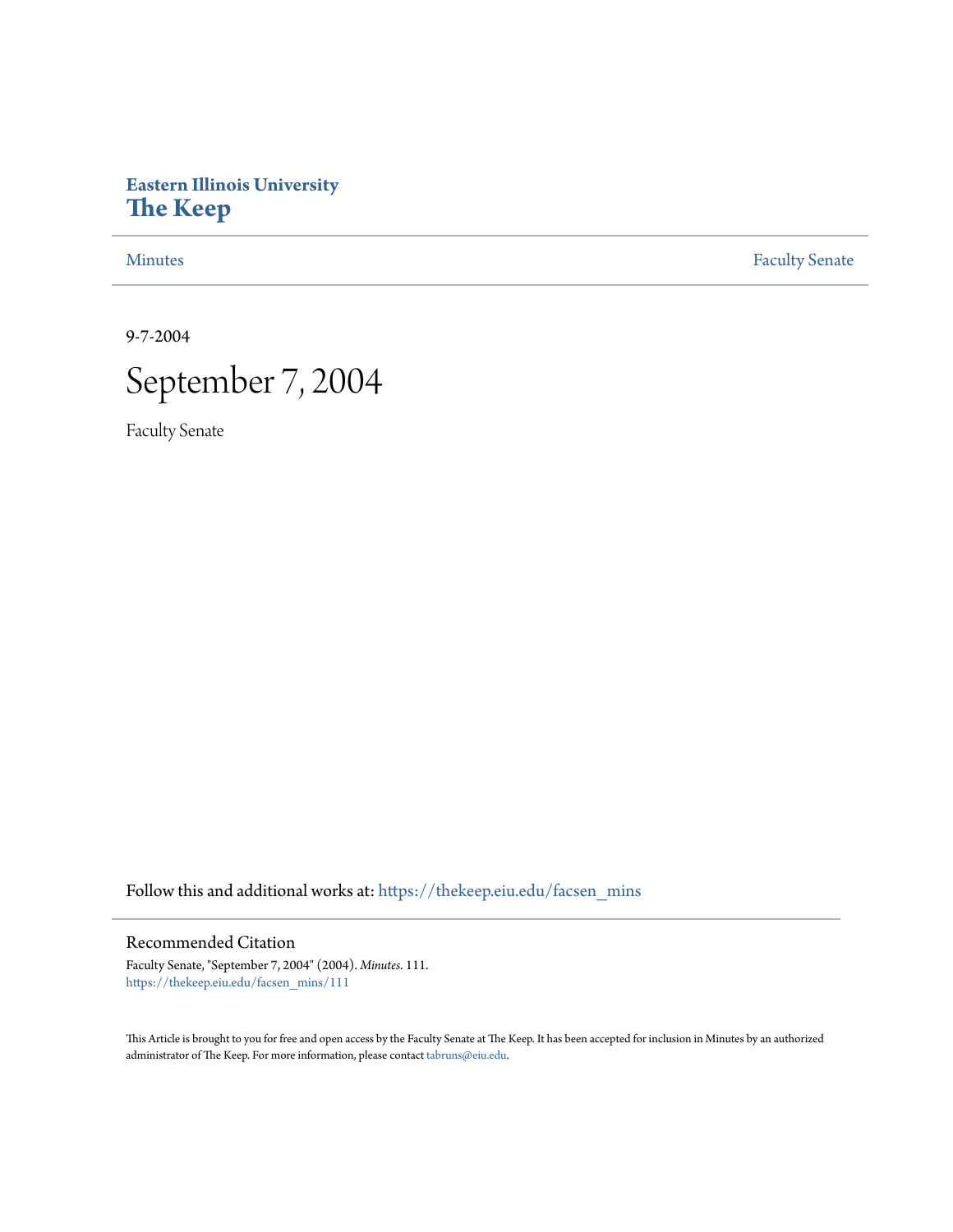**Eastern Illinois University**
# The Keep

Minutes | Faculty Senate

9-7-2004

# September 7, 2004

Faculty Senate

Follow this and additional works at: https://thekeep.eiu.edu/facsen_mins

## Recommended Citation

Faculty Senate, "September 7, 2004" (2004). *Minutes*. 111.
https://thekeep.eiu.edu/facsen_mins/111

This Article is brought to you for free and open access by the Faculty Senate at The Keep. It has been accepted for inclusion in Minutes by an authorized administrator of The Keep. For more information, please contact tabruns@eiu.edu.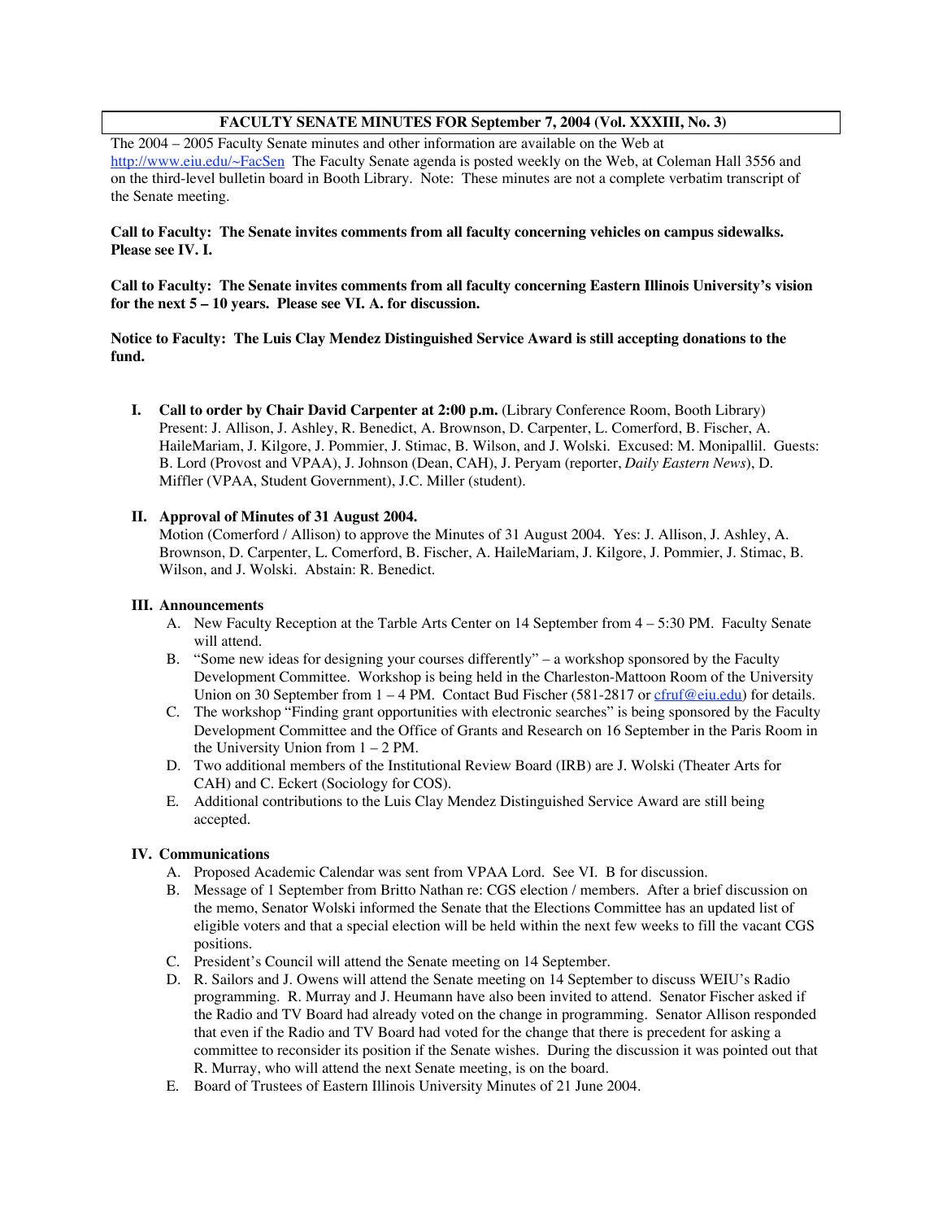## FACULTY SENATE MINUTES FOR September 7, 2004 (Vol. XXXIII, No. 3)

The 2004 – 2005 Faculty Senate minutes and other information are available on the Web at http://www.eiu.edu/~FacSen The Faculty Senate agenda is posted weekly on the Web, at Coleman Hall 3556 and on the third-level bulletin board in Booth Library. Note: These minutes are not a complete verbatim transcript of the Senate meeting.

**Call to Faculty: The Senate invites comments from all faculty concerning vehicles on campus sidewalks. Please see IV. I.**

**Call to Faculty: The Senate invites comments from all faculty concerning Eastern Illinois University's vision for the next 5 – 10 years. Please see VI. A. for discussion.**

**Notice to Faculty: The Luis Clay Mendez Distinguished Service Award is still accepting donations to the fund.**

**I. Call to order by Chair David Carpenter at 2:00 p.m.** (Library Conference Room, Booth Library) Present: J. Allison, J. Ashley, R. Benedict, A. Brownson, D. Carpenter, L. Comerford, B. Fischer, A. HaileMariam, J. Kilgore, J. Pommier, J. Stimac, B. Wilson, and J. Wolski. Excused: M. Monipallil. Guests: B. Lord (Provost and VPAA), J. Johnson (Dean, CAH), J. Peryam (reporter, *Daily Eastern News*), D. Miffler (VPAA, Student Government), J.C. Miller (student).

**II. Approval of Minutes of 31 August 2004.**
Motion (Comerford / Allison) to approve the Minutes of 31 August 2004. Yes: J. Allison, J. Ashley, A. Brownson, D. Carpenter, L. Comerford, B. Fischer, A. HaileMariam, J. Kilgore, J. Pommier, J. Stimac, B. Wilson, and J. Wolski. Abstain: R. Benedict.

**III. Announcements**

A. New Faculty Reception at the Tarble Arts Center on 14 September from 4 – 5:30 PM. Faculty Senate will attend.
B. "Some new ideas for designing your courses differently" – a workshop sponsored by the Faculty Development Committee. Workshop is being held in the Charleston-Mattoon Room of the University Union on 30 September from 1 – 4 PM. Contact Bud Fischer (581-2817 or cfruf@eiu.edu) for details.
C. The workshop "Finding grant opportunities with electronic searches" is being sponsored by the Faculty Development Committee and the Office of Grants and Research on 16 September in the Paris Room in the University Union from 1 – 2 PM.
D. Two additional members of the Institutional Review Board (IRB) are J. Wolski (Theater Arts for CAH) and C. Eckert (Sociology for COS).
E. Additional contributions to the Luis Clay Mendez Distinguished Service Award are still being accepted.

**IV. Communications**

A. Proposed Academic Calendar was sent from VPAA Lord. See VI. B for discussion.
B. Message of 1 September from Britto Nathan re: CGS election / members. After a brief discussion on the memo, Senator Wolski informed the Senate that the Elections Committee has an updated list of eligible voters and that a special election will be held within the next few weeks to fill the vacant CGS positions.
C. President's Council will attend the Senate meeting on 14 September.
D. R. Sailors and J. Owens will attend the Senate meeting on 14 September to discuss WEIU's Radio programming. R. Murray and J. Heumann have also been invited to attend. Senator Fischer asked if the Radio and TV Board had already voted on the change in programming. Senator Allison responded that even if the Radio and TV Board had voted for the change that there is precedent for asking a committee to reconsider its position if the Senate wishes. During the discussion it was pointed out that R. Murray, who will attend the next Senate meeting, is on the board.
E. Board of Trustees of Eastern Illinois University Minutes of 21 June 2004.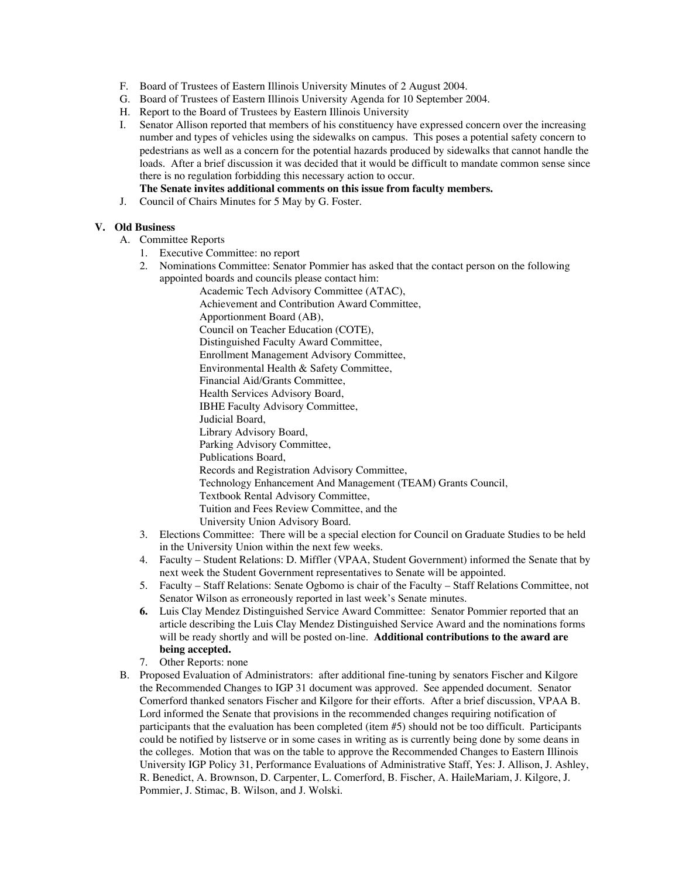F. Board of Trustees of Eastern Illinois University Minutes of 2 August 2004.

G. Board of Trustees of Eastern Illinois University Agenda for 10 September 2004.

H. Report to the Board of Trustees by Eastern Illinois University

I. Senator Allison reported that members of his constituency have expressed concern over the increasing number and types of vehicles using the sidewalks on campus. This poses a potential safety concern to pedestrians as well as a concern for the potential hazards produced by sidewalks that cannot handle the loads. After a brief discussion it was decided that it would be difficult to mandate common sense since there is no regulation forbidding this necessary action to occur.
**The Senate invites additional comments on this issue from faculty members.**

J. Council of Chairs Minutes for 5 May by G. Foster.

## V. Old Business

A. Committee Reports

1. Executive Committee: no report
2. Nominations Committee: Senator Pommier has asked that the contact person on the following appointed boards and councils please contact him:
   - Academic Tech Advisory Committee (ATAC),
   - Achievement and Contribution Award Committee,
   - Apportionment Board (AB),
   - Council on Teacher Education (COTE),
   - Distinguished Faculty Award Committee,
   - Enrollment Management Advisory Committee,
   - Environmental Health & Safety Committee,
   - Financial Aid/Grants Committee,
   - Health Services Advisory Board,
   - IBHE Faculty Advisory Committee,
   - Judicial Board,
   - Library Advisory Board,
   - Parking Advisory Committee,
   - Publications Board,
   - Records and Registration Advisory Committee,
   - Technology Enhancement And Management (TEAM) Grants Council,
   - Textbook Rental Advisory Committee,
   - Tuition and Fees Review Committee, and the
   - University Union Advisory Board.
3. Elections Committee: There will be a special election for Council on Graduate Studies to be held in the University Union within the next few weeks.
4. Faculty – Student Relations: D. Miffler (VPAA, Student Government) informed the Senate that by next week the Student Government representatives to Senate will be appointed.
5. Faculty – Staff Relations: Senate Ogbomo is chair of the Faculty – Staff Relations Committee, not Senator Wilson as erroneously reported in last week's Senate minutes.
6. Luis Clay Mendez Distinguished Service Award Committee: Senator Pommier reported that an article describing the Luis Clay Mendez Distinguished Service Award and the nominations forms will be ready shortly and will be posted on-line. **Additional contributions to the award are being accepted.**
7. Other Reports: none

B. Proposed Evaluation of Administrators: after additional fine-tuning by senators Fischer and Kilgore the Recommended Changes to IGP 31 document was approved. See appended document. Senator Comerford thanked senators Fischer and Kilgore for their efforts. After a brief discussion, VPAA B. Lord informed the Senate that provisions in the recommended changes requiring notification of participants that the evaluation has been completed (item #5) should not be too difficult. Participants could be notified by listserve or in some cases in writing as is currently being done by some deans in the colleges. Motion that was on the table to approve the Recommended Changes to Eastern Illinois University IGP Policy 31, Performance Evaluations of Administrative Staff, Yes: J. Allison, J. Ashley, R. Benedict, A. Brownson, D. Carpenter, L. Comerford, B. Fischer, A. HaileMariam, J. Kilgore, J. Pommier, J. Stimac, B. Wilson, and J. Wolski.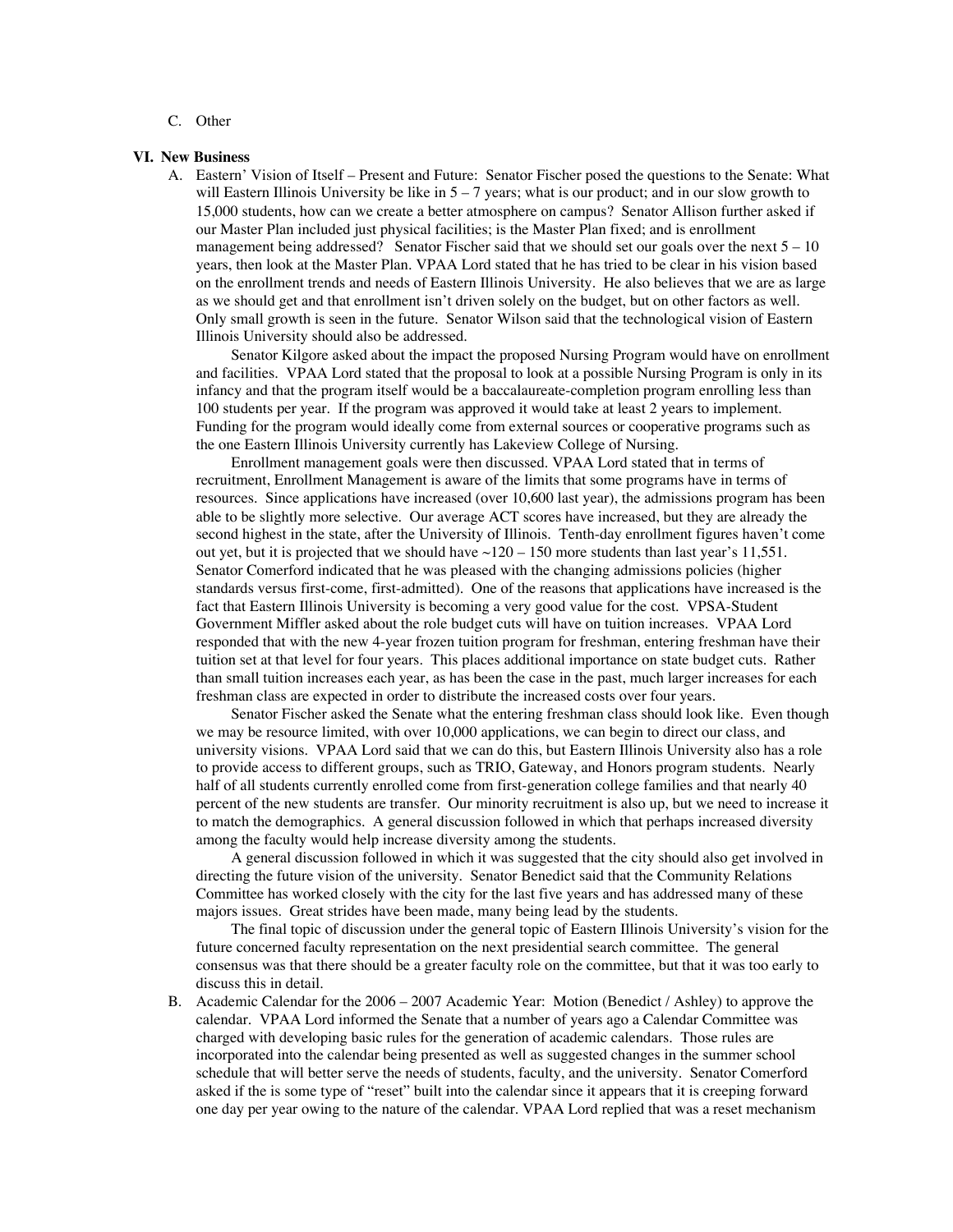C. Other

**VI. New Business**

A. Eastern' Vision of Itself – Present and Future: Senator Fischer posed the questions to the Senate: What will Eastern Illinois University be like in 5 – 7 years; what is our product; and in our slow growth to 15,000 students, how can we create a better atmosphere on campus? Senator Allison further asked if our Master Plan included just physical facilities; is the Master Plan fixed; and is enrollment management being addressed? Senator Fischer said that we should set our goals over the next 5 – 10 years, then look at the Master Plan. VPAA Lord stated that he has tried to be clear in his vision based on the enrollment trends and needs of Eastern Illinois University. He also believes that we are as large as we should get and that enrollment isn't driven solely on the budget, but on other factors as well. Only small growth is seen in the future. Senator Wilson said that the technological vision of Eastern Illinois University should also be addressed.

Senator Kilgore asked about the impact the proposed Nursing Program would have on enrollment and facilities. VPAA Lord stated that the proposal to look at a possible Nursing Program is only in its infancy and that the program itself would be a baccalaureate-completion program enrolling less than 100 students per year. If the program was approved it would take at least 2 years to implement. Funding for the program would ideally come from external sources or cooperative programs such as the one Eastern Illinois University currently has Lakeview College of Nursing.

Enrollment management goals were then discussed. VPAA Lord stated that in terms of recruitment, Enrollment Management is aware of the limits that some programs have in terms of resources. Since applications have increased (over 10,600 last year), the admissions program has been able to be slightly more selective. Our average ACT scores have increased, but they are already the second highest in the state, after the University of Illinois. Tenth-day enrollment figures haven't come out yet, but it is projected that we should have ~120 – 150 more students than last year's 11,551. Senator Comerford indicated that he was pleased with the changing admissions policies (higher standards versus first-come, first-admitted). One of the reasons that applications have increased is the fact that Eastern Illinois University is becoming a very good value for the cost. VPSA-Student Government Miffler asked about the role budget cuts will have on tuition increases. VPAA Lord responded that with the new 4-year frozen tuition program for freshman, entering freshman have their tuition set at that level for four years. This places additional importance on state budget cuts. Rather than small tuition increases each year, as has been the case in the past, much larger increases for each freshman class are expected in order to distribute the increased costs over four years.

Senator Fischer asked the Senate what the entering freshman class should look like. Even though we may be resource limited, with over 10,000 applications, we can begin to direct our class, and university visions. VPAA Lord said that we can do this, but Eastern Illinois University also has a role to provide access to different groups, such as TRIO, Gateway, and Honors program students. Nearly half of all students currently enrolled come from first-generation college families and that nearly 40 percent of the new students are transfer. Our minority recruitment is also up, but we need to increase it to match the demographics. A general discussion followed in which that perhaps increased diversity among the faculty would help increase diversity among the students.

A general discussion followed in which it was suggested that the city should also get involved in directing the future vision of the university. Senator Benedict said that the Community Relations Committee has worked closely with the city for the last five years and has addressed many of these majors issues. Great strides have been made, many being lead by the students.

The final topic of discussion under the general topic of Eastern Illinois University's vision for the future concerned faculty representation on the next presidential search committee. The general consensus was that there should be a greater faculty role on the committee, but that it was too early to discuss this in detail.

B. Academic Calendar for the 2006 – 2007 Academic Year: Motion (Benedict / Ashley) to approve the calendar. VPAA Lord informed the Senate that a number of years ago a Calendar Committee was charged with developing basic rules for the generation of academic calendars. Those rules are incorporated into the calendar being presented as well as suggested changes in the summer school schedule that will better serve the needs of students, faculty, and the university. Senator Comerford asked if the is some type of "reset" built into the calendar since it appears that it is creeping forward one day per year owing to the nature of the calendar. VPAA Lord replied that was a reset mechanism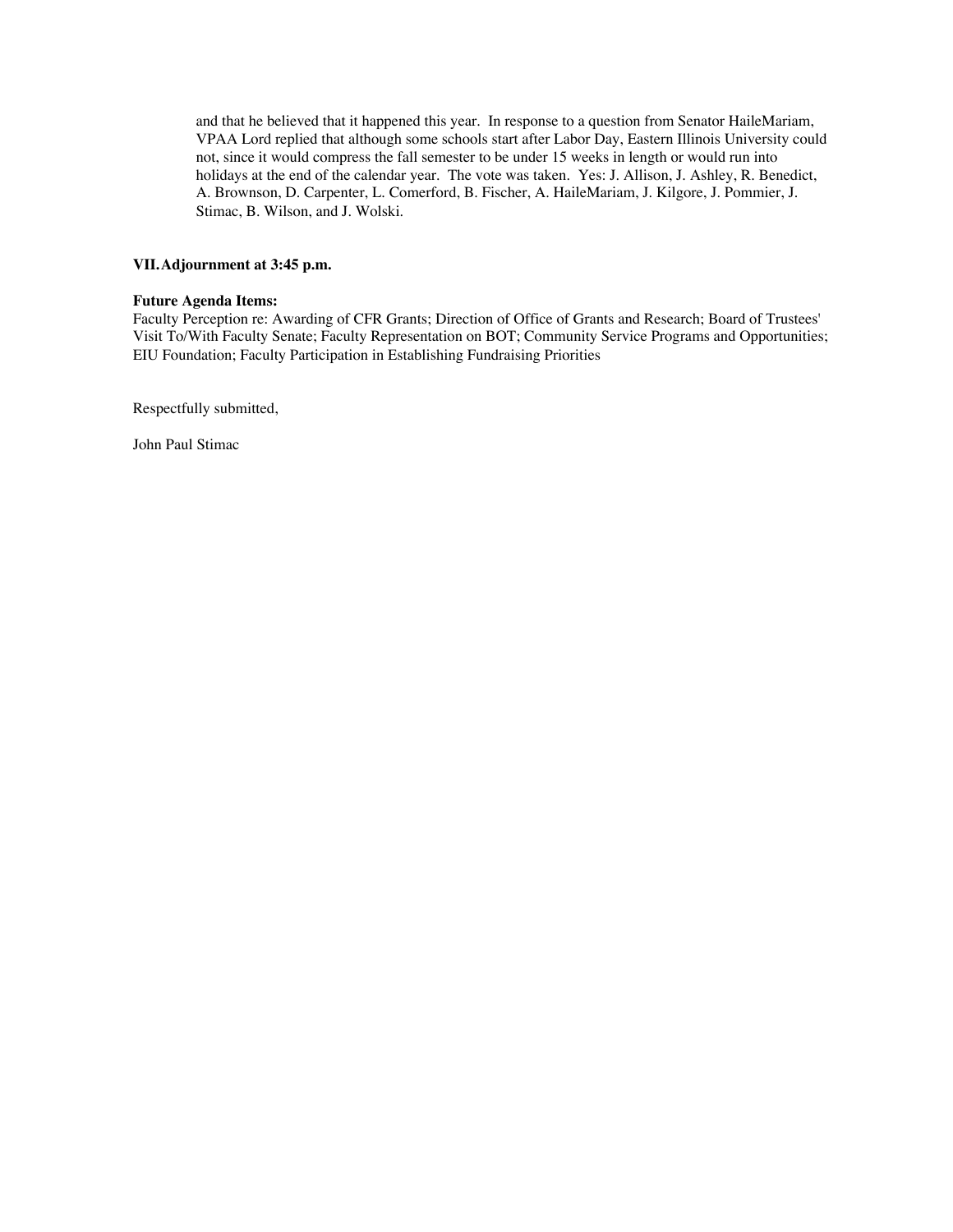and that he believed that it happened this year. In response to a question from Senator HaileMariam, VPAA Lord replied that although some schools start after Labor Day, Eastern Illinois University could not, since it would compress the fall semester to be under 15 weeks in length or would run into holidays at the end of the calendar year. The vote was taken. Yes: J. Allison, J. Ashley, R. Benedict, A. Brownson, D. Carpenter, L. Comerford, B. Fischer, A. HaileMariam, J. Kilgore, J. Pommier, J. Stimac, B. Wilson, and J. Wolski.

**VII. Adjournment at 3:45 p.m.**

**Future Agenda Items:**
Faculty Perception re: Awarding of CFR Grants; Direction of Office of Grants and Research; Board of Trustees' Visit To/With Faculty Senate; Faculty Representation on BOT; Community Service Programs and Opportunities; EIU Foundation; Faculty Participation in Establishing Fundraising Priorities

Respectfully submitted,

John Paul Stimac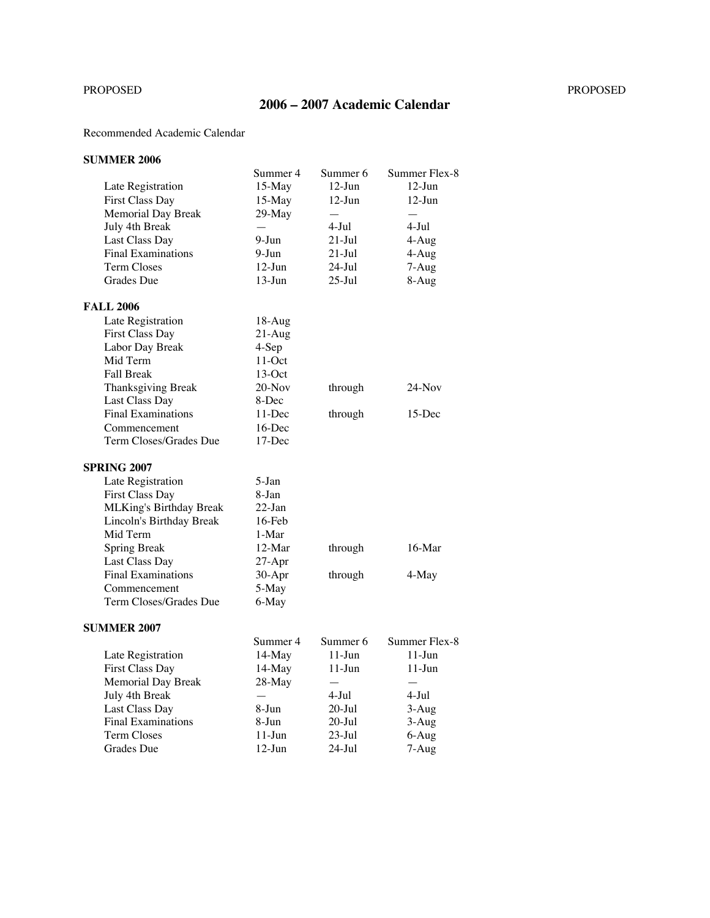PROPOSED PROPOSED

# 2006 – 2007 Academic Calendar

Recommended Academic Calendar

**SUMMER 2006**

| | Summer 4 | Summer 6 | Summer Flex-8 |
|---|---|---|---|
| Late Registration | 15-May | 12-Jun | 12-Jun |
| First Class Day | 15-May | 12-Jun | 12-Jun |
| Memorial Day Break | 29-May | — | — |
| July 4th Break | — | 4-Jul | 4-Jul |
| Last Class Day | 9-Jun | 21-Jul | 4-Aug |
| Final Examinations | 9-Jun | 21-Jul | 4-Aug |
| Term Closes | 12-Jun | 24-Jul | 7-Aug |
| Grades Due | 13-Jun | 25-Jul | 8-Aug |

**FALL 2006**

| | | | |
|---|---|---|---|
| Late Registration | 18-Aug | | |
| First Class Day | 21-Aug | | |
| Labor Day Break | 4-Sep | | |
| Mid Term | 11-Oct | | |
| Fall Break | 13-Oct | | |
| Thanksgiving Break | 20-Nov | through | 24-Nov |
| Last Class Day | 8-Dec | | |
| Final Examinations | 11-Dec | through | 15-Dec |
| Commencement | 16-Dec | | |
| Term Closes/Grades Due | 17-Dec | | |

**SPRING 2007**

| | | | |
|---|---|---|---|
| Late Registration | 5-Jan | | |
| First Class Day | 8-Jan | | |
| MLKing's Birthday Break | 22-Jan | | |
| Lincoln's Birthday Break | 16-Feb | | |
| Mid Term | 1-Mar | | |
| Spring Break | 12-Mar | through | 16-Mar |
| Last Class Day | 27-Apr | | |
| Final Examinations | 30-Apr | through | 4-May |
| Commencement | 5-May | | |
| Term Closes/Grades Due | 6-May | | |

**SUMMER 2007**

| | Summer 4 | Summer 6 | Summer Flex-8 |
|---|---|---|---|
| Late Registration | 14-May | 11-Jun | 11-Jun |
| First Class Day | 14-May | 11-Jun | 11-Jun |
| Memorial Day Break | 28-May | — | — |
| July 4th Break | — | 4-Jul | 4-Jul |
| Last Class Day | 8-Jun | 20-Jul | 3-Aug |
| Final Examinations | 8-Jun | 20-Jul | 3-Aug |
| Term Closes | 11-Jun | 23-Jul | 6-Aug |
| Grades Due | 12-Jun | 24-Jul | 7-Aug |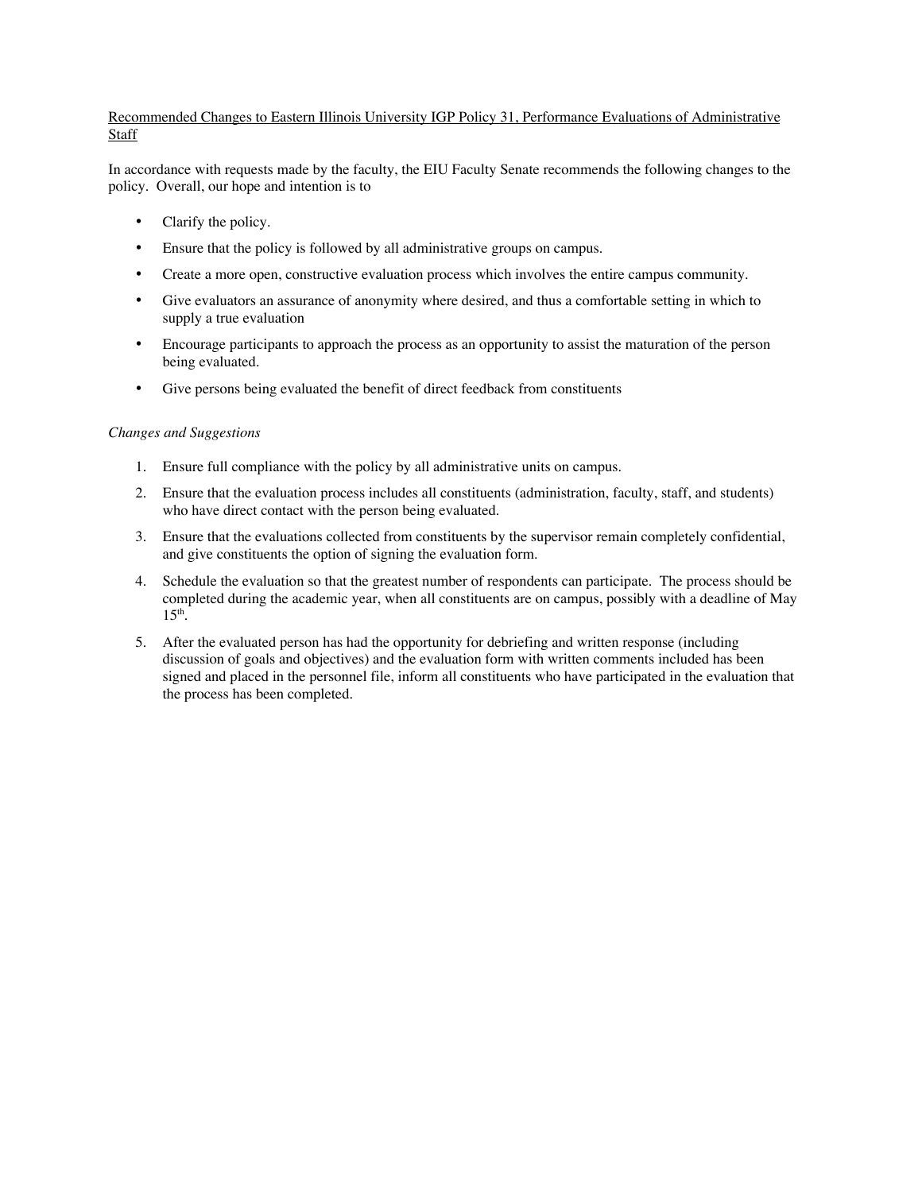Recommended Changes to Eastern Illinois University IGP Policy 31, Performance Evaluations of Administrative Staff

In accordance with requests made by the faculty, the EIU Faculty Senate recommends the following changes to the policy. Overall, our hope and intention is to

- Clarify the policy.
- Ensure that the policy is followed by all administrative groups on campus.
- Create a more open, constructive evaluation process which involves the entire campus community.
- Give evaluators an assurance of anonymity where desired, and thus a comfortable setting in which to supply a true evaluation
- Encourage participants to approach the process as an opportunity to assist the maturation of the person being evaluated.
- Give persons being evaluated the benefit of direct feedback from constituents

*Changes and Suggestions*

1. Ensure full compliance with the policy by all administrative units on campus.
2. Ensure that the evaluation process includes all constituents (administration, faculty, staff, and students) who have direct contact with the person being evaluated.
3. Ensure that the evaluations collected from constituents by the supervisor remain completely confidential, and give constituents the option of signing the evaluation form.
4. Schedule the evaluation so that the greatest number of respondents can participate. The process should be completed during the academic year, when all constituents are on campus, possibly with a deadline of May 15th.
5. After the evaluated person has had the opportunity for debriefing and written response (including discussion of goals and objectives) and the evaluation form with written comments included has been signed and placed in the personnel file, inform all constituents who have participated in the evaluation that the process has been completed.